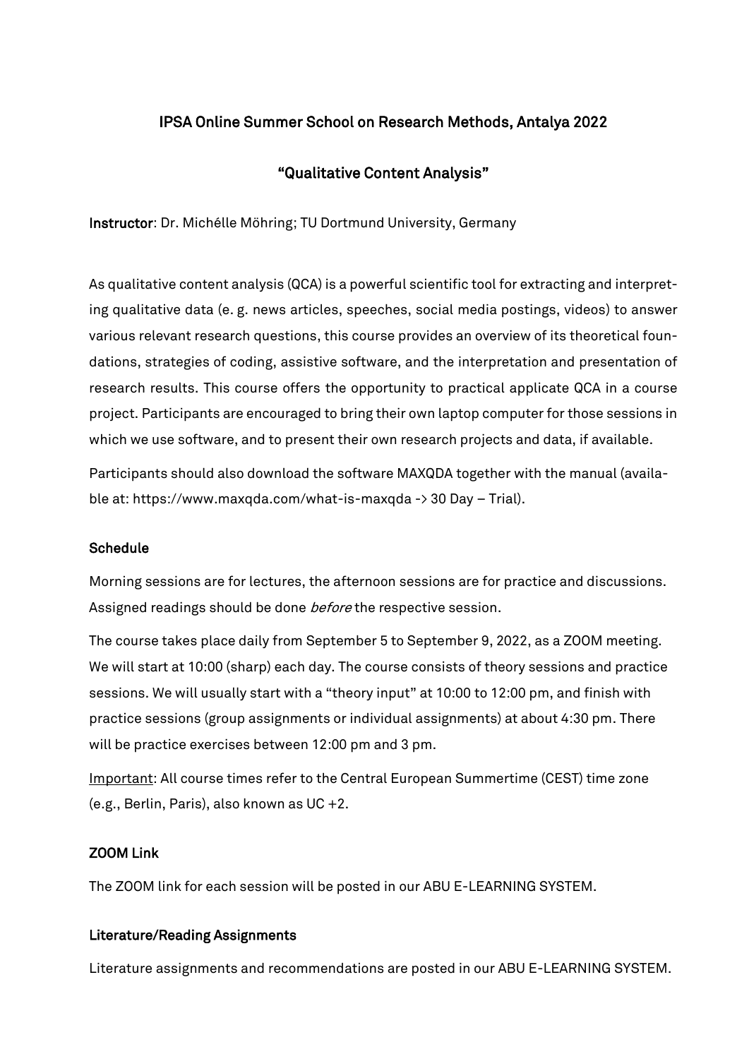# IPSA Online Summer School on Research Methods, Antalya 2022

## "Qualitative Content Analysis"

**Instructor**: Dr. Michélle Möhring; TU Dortmund University, Germany

As qualitative content analysis (QCA) is a powerful scientific tool for extracting and interpreting qualitative data (e. g. news articles, speeches, social media postings, videos) to answer various relevant research questions, this course provides an overview of its theoretical foundations, strategies of coding, assistive software, and the interpretation and presentation of research results. This course offers the opportunity to practical applicate QCA in a course project. Participants are encouraged to bring their own laptop computer for those sessions in which we use software, and to present their own research projects and data, if available.

Participants should also download the software MAXQDA together with the manual (available at: https://www.maxqda.com/what-is-maxqda -> 30 Day – Trial).

### Schedule

Morning sessions are for lectures, the afternoon sessions are for practice and discussions. Assigned readings should be done *before* the respective session.

The course takes place daily from September 5 to September 9, 2022, as a ZOOM meeting. We will start at 10:00 (sharp) each day. The course consists of theory sessions and practice sessions. We will usually start with a "theory input" at 10:00 to 12:00 pm, and finish with practice sessions (group assignments or individual assignments) at about 4:30 pm. There will be practice exercises between 12:00 pm and 3 pm.

<u>Important</u>: All course times refer to the Central European Summertime (CEST) time zone (e.g., Berlin, Paris), also known as UC +2.

### ZOOM Link

The ZOOM link for each session will be posted in our ABU E-LEARNING SYSTEM.

### Literature/Reading Assignments

Literature assignments and recommendations are posted in our ABU E-LEARNING SYSTEM.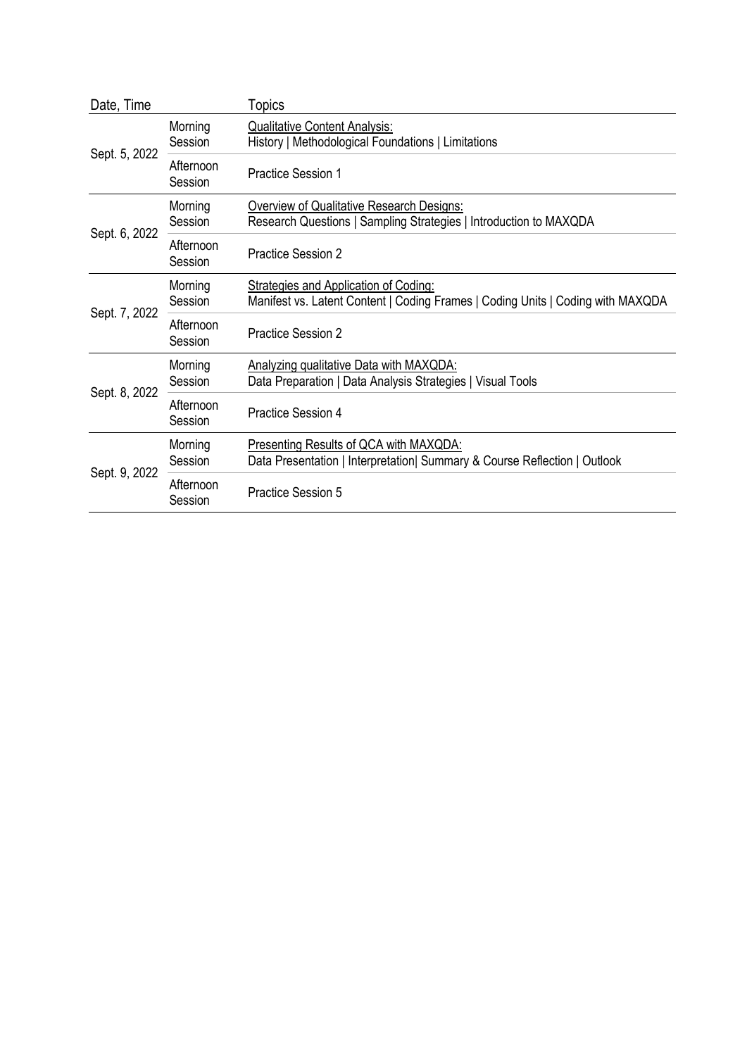| Date, Time | | Topics |
|---|---|---|
| Sept. 5, 2022 | Morning Session | Qualitative Content Analysis: History \| Methodological Foundations \| Limitations |
| | Afternoon Session | Practice Session 1 |
| Sept. 6, 2022 | Morning Session | Overview of Qualitative Research Designs: Research Questions \| Sampling Strategies \| Introduction to MAXQDA |
| | Afternoon Session | Practice Session 2 |
| Sept. 7, 2022 | Morning Session | Strategies and Application of Coding: Manifest vs. Latent Content \| Coding Frames \| Coding Units \| Coding with MAXQDA |
| | Afternoon Session | Practice Session 2 |
| Sept. 8, 2022 | Morning Session | Analyzing qualitative Data with MAXQDA: Data Preparation \| Data Analysis Strategies \| Visual Tools |
| | Afternoon Session | Practice Session 4 |
| Sept. 9, 2022 | Morning Session | Presenting Results of QCA with MAXQDA: Data Presentation \| Interpretation\| Summary & Course Reflection \| Outlook |
| | Afternoon Session | Practice Session 5 |